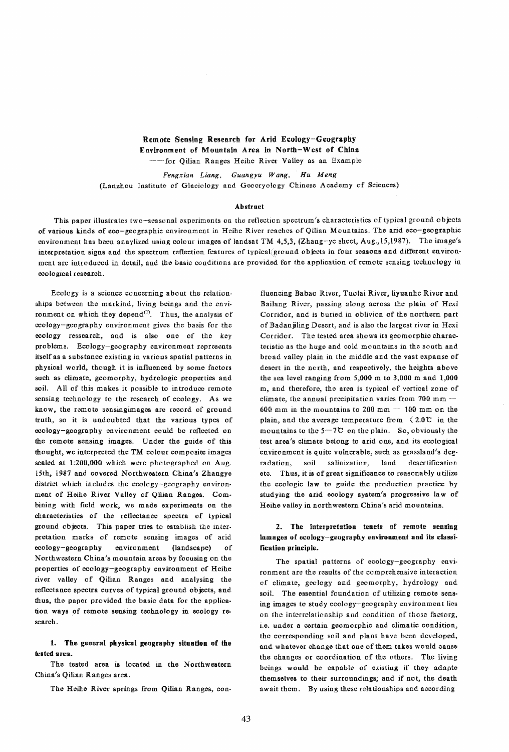# Remote Sensing Research for Arid Ecology–Geography Environment of Mountain Area in North–West of China

——for Qilian Ranges Heihe River Valley as an Example

*Fengxian Liang, Guangyu Wang, Hu Meng*

(Lanzhou Institute of Glaciology and Geocryology Chinese Academy of Sciences)

## Abstract

This paper illustrates two–seasonal experiments on the reflection spectrum's characteristics of typical ground objects of various kinds of eco–geographic environment in Heihe River reaches of Qilian Mountains. The arid eco–geographic environment has been anaylized using colour images of landsat TM 4,5,3, (Zhang–ye sheet, Aug.,15,1987). The image's interpretation signs and the spectrum reflection features of typical ground objects in four seasons and different environment are introduced in detail, and the basic conditions are provided for the application of remote sensing technology in ecological research.

Ecology is a science concerning about the relationships between the markind, living beings and the environment on which they depend[1]. Thus, the analysis of ecology–geography environment gives the basis for the ecology ressearch, and is also one of the key problems. Ecology–geography environment represents itself as a substance existing in various spatial patterns in physical world, though it is influenced by some factors such as climate, geomorphy, hydrologic properties and soil. All of this makes it possible to introduce remote sensing technology to the research of ecology. As we know, the remote sensingimages are record of ground truth, so it is undoubted that the various types of ecology–geography environment could be reflected on the remote sensing images. Under the guide of this thought, we interpreted the TM colour composite images scaled at 1:200,000 which were photographed on Aug. 15th, 1987 and covered Northwestern China's Zhangye district which includes the ecology–geography environment of Heihe River Valley of Qilian Ranges. Combining with field work, we made experiments on the characteristics of the reflectance spectra of typical ground objects. This paper tries to establish the interpretation marks of remote sensing images of arid ecology–geography environment (landscape) of Northwestern China's mountain areas by focusing on the properties of ecology–geography environment of Heihe river valley of Qilian Ranges and analysing the reflectance spectra curves of typical ground objects, and thus, the paper provided the basic data for the application ways of remote sensing technology in ecology research.

### 1. The general physical geography situation of the tested area.

The tested area is located in the Northwestern China's Qilian Ranges area.

The Heihe River springs from Qilian Ranges, confluencing Babao River, Tuolai River, liyuanhe River and Bailang River, passing along across the plain of Hexi Corridor, and is buried in oblivion of the northern part of Badanjiling Desert, and is also the largest river in Hexi Corridor. The tested area shows its geomorphic characteristic as the huge and cold mountains in the south and broad valley plain in the middle and the vast expanse of desert in the north, and respectively, the heights above the sea level ranging from 5,000 m to 3,000 m and 1,000 m, and therefore, the area is typical of vertical zone of climate, the annual precipitation varies from 700 mm — 600 mm in the mountains to 200 mm — 100 mm on the plain, and the average temperature from < 2.0℃ in the mountains to the 5—7℃ on the plain. So, obviously the test area's climate belong to arid one, and its ecological environment is quite vulnerable, such as grassland's degradation, soil salinization, land desertification etc. Thus, it is of great significance to reasonably utilize the ecologic law to guide the production practice by studying the arid ecology system's progressive law of Heihe valley in northwestern China's arid mountains.

### 2. The interpretation tenets of remote sensing iamages of ecology–geography environment and its classification principle.

The spatial patterns of ecology–geography environment are the results of the comprehensive interaction of climate, geology and geomorphy, hydrology and soil. The essential foundation of utilizing remote sensing images to study ecology–geography environment lies on the interrelationship and condition of those factorg, i.e. under a certain geomorphic and climatic condition, the corresponding soil and plant have been developed, and whatever change that one of them takes would cause the changes or coordination of the others. The living beings would be capable of existing if they adapte themselves to their surroundings; and if not, the death await them. By using these relationships and according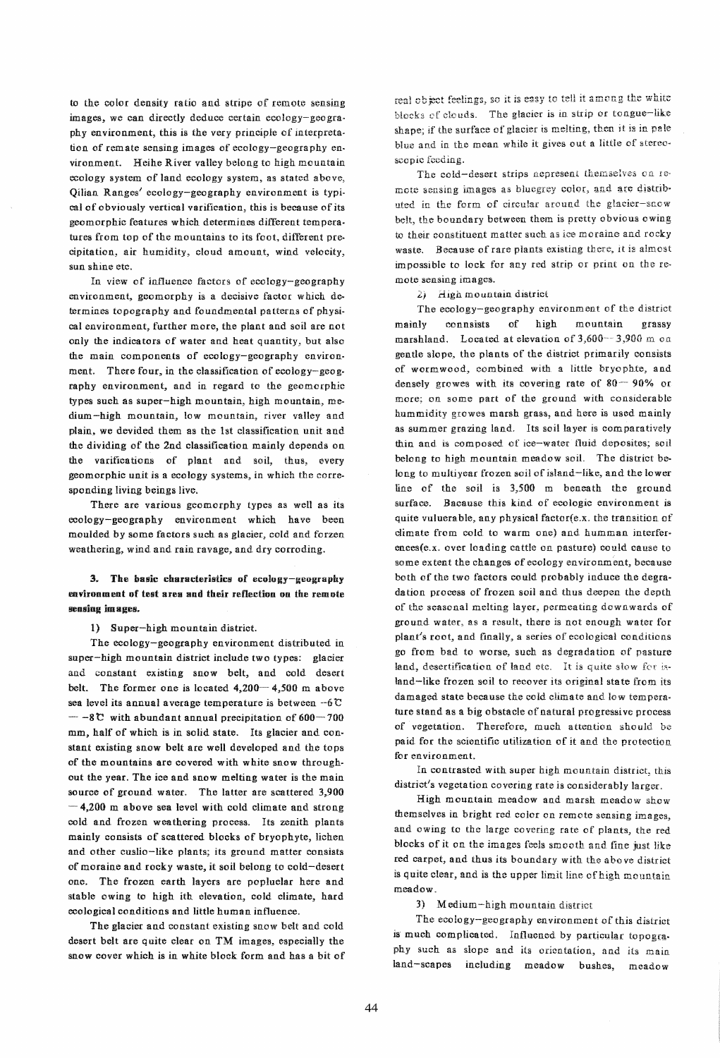to the color density ratio and stripe of remote sensing images, we can directly deduce certain ecology-geography environment, this is the very principle of interpretation of remate sensing images of ecology-geography environment. Heihe River valley belong to high mountain ecology system of land ecology system, as stated above, Qilian Ranges' ecology-geography environment is typical of obviously vertical varification, this is because of its geomorphic features which determines different temperatures from top of the mountains to its foot, different precipitation, air humidity, cloud amount, wind velocity, sun shine etc.

In view of influence factors of ecology-geography environment, geomorphy is a decisive factor which determines topography and foundmental patterns of physical environment, further more, the plant and soil are not only the indicators of water and heat quantity, but also the main components of ecology-geography environment. There four, in the classification of ecology-geography environment, and in regard to the geomorphic types such as super-high mountain, high mountain, medium-high mountain, low mountain, river valley and plain, we devided them as the 1st classification unit and the dividing of the 2nd classification mainly depends on the varifications of plant and soil, thus, every geomorphic unit is a ecology systems, in which the corresponding living beings live.

There are various geomorphy types as well as its ecology-geography environment which have been moulded by some factors such as glacier, cold and forzen weathering, wind and rain ravage, and dry corroding.

### 3. The basic characteristics of ecology-geography environment of test area and their reflection on the remote sensing images.

1) Super-high mountain district.

The ecology-geography environment distributed in super-high mountain district include two types: glacier and constant existing snow belt, and cold desert belt. The former one is located 4,200—4,500 m above sea level its annual average temperature is between −6℃ — −8℃ with abundant annual precipitation of 600—700 mm, half of which is in solid state. Its glacier and constant existing snow belt are well developed and the tops of the mountains are covered with white snow throughout the year. The ice and snow melting water is the main source of ground water. The latter are scattered 3,900 —4,200 m above sea level with cold climate and strong cold and frozen weathering process. Its zenith plants mainly consists of scattered blocks of bryophyte, lichen and other cuslio-like plants; its ground matter consists of moraine and rocky waste, it soil belong to cold-desert one. The frozen earth layers are popluclar here and stable owing to high ith elevation, cold climate, hard ecological conditions and little human influence.

The glacier and constant existing snow belt and cold desert belt are quite clear on TM images, especially the snow cover which is in white block form and has a bit of real object feelings, so it is easy to tell it among the white blocks of clouds. The glacier is in strip or tongue-like shape; if the surface of glacier is melting, then it is in pale blue and in the mean while it gives out a little of stereoscopic feeding.

The cold-desert strips represent themselves on remote sensing images as bluegrey color, and are distributed in the form of circular around the glacier-snow belt, the boundary between them is pretty obvious owing to their constituent matter such as ice moraine and rocky waste. Because of rare plants existing there, it is almost impossible to lock for any red strip or print on the remote sensing images.

2) High mountain district

The ecology-geography environment of the district mainly connsists of high mountain grassy marshland. Located at elevation of 3,600—3,900 m on gentle slope, the plants of the district primarily consists of wormwood, combined with a little bryophte, and densely growes with its covering rate of 80—90% or more; on some part of the ground with considerable hummidity growes marsh grass, and here is used mainly as summer grazing land. Its soil layer is comparatively thin and is composed of ice-water fluid deposites; soil belong to high mountain meadow soil. The district belong to multiyear frozen soil of island-like, and the lower line of the soil is 3,500 m beneath the ground surface. Bacause this kind of ecologic environment is quite vuluerable, any physical factor(e.x. the transition of climate from cold to warm one) and humman interferences(e.x. over loading cattle on pasture) could cause to some extent the changes of ecology environment, because both of the two factors could probably induce the degradation process of frozen soil and thus deepen the depth of the seasonal melting layer, permeating downwards of ground water, as a result, there is not enough water for plant's root, and finally, a series of ecological conditions go from bad to worse, such as degradation of pasture land, desertification of land etc. It is quite slow for island-like frozen soil to recover its original state from its damaged state because the cold climate and low temperature stand as a big obstacle of natural progressive process of vegetation. Therefore, much attention should be paid for the scientific utilization of it and the protection for environment.

In contrasted with super high mountain district, this district's vegetation covering rate is considerably larger.

High mountain meadow and marsh meadow show themselves in bright red color on remote sensing images, and owing to the large covering rate of plants, the red blocks of it on the images feels smooth and fine just like red carpet, and thus its boundary with the above district is quite clear, and is the upper limit line of high mountain meadow.

3) Medium-high mountain district

The ecology-geography environment of this district is much complicated. Influened by particular topography such as slope and its orientation, and its main land-scapes including meadow bushes, meadow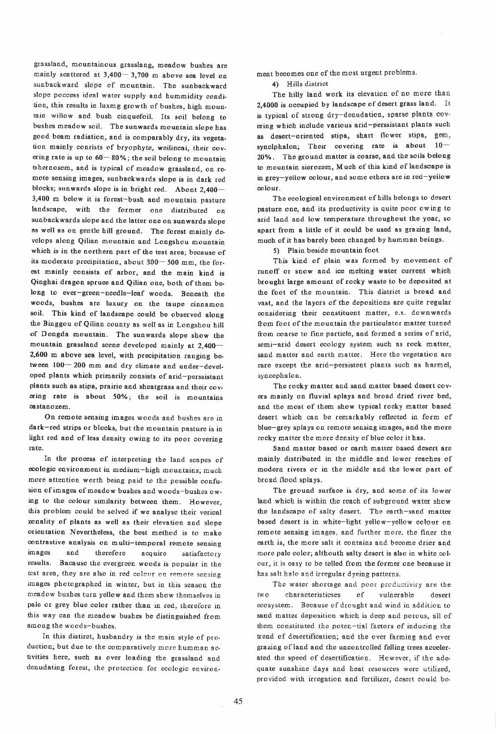grassland, mountainous grasslang, meadow bushes are mainly scattered at 3,400—3,700 m above sea level on sunbackward slope of mountain. The sunbackward slope poccess ideal water supply and hummidity condition, this results in luxmg growth of bushes, high mountain willow and bush cinquefoil. Its soil belong to bushes meadow soil. The sunwards mountain slope has good beam radiation, and is comparably dry, its vegetation mainly conrists of bryophyte, weilincai, their covering rate is up to 60—80%; the soil belong to mountain tshernosem, and is typical of meadow grassland, on remote sensing images, sunbackwards slope is in dark red blocks; sunwards slope is in bright red. Abont 2,400—3,400 m below it is forest-bush and mountain pasture landscape, with the former one distributed on sunbackwards slope and the latter one on sunwards slope as well as on gentle hill ground. The forest mainly develops along Qilian mountain and Longshou mountain which is in the northern part of the test area; because of its moderate precipitation, about 300—500 mm, the forest mainly consists of arbor, and the main kind is Qinghai dragon spruce and Qilian one, both of them belong to ever-green-needle-leaf woods. Beneath the woods, bushes are luxury on the taupe cinnamon soil. This kind of landscape could be observed along the Binggou of Qilian county as well as in Longshou hill of Dongda mountain. The sunwards slope show the mountain grassland scene developed mainly at 2,400—2,600 m above sea level, with precipitation ranging between 100—200 mm and dry climate and under-developed plants which primarily consists of arid-perssistant plants such as stipa, prairie and sheatgrass and their covering rate is about 50%; the soil is mountains castanozem.

On remote sensing images woods and bushes are in dark-red strips or blocks, but the mountain pasture is in light red and of less density owing to its poor covering rate.

In the process of interpreting the land scapes of ecologic environment in medium-high mountains; much more attention worth being paid to the possible confusion of images of meadow bushes and woods-bushes owing to the colour similarity between them. However, this problem could be solved if we analyse their verical zonality of plants as well as their elevation and slope orientation Nevertheless, the best method is to make contrastive analysis on multi-temporal remote sensing images and therefore acquire satisfactory results. Bacause the evergreen woods is popular in the test area, they are also in red colour on remote sensing images photographed in winter, but in this season the meadow bushes turn yellow and them show themselves in pale or grey blue color rather than in red, therefore in this way can the meadow bushes be distinguished from among the woods-bushes.

In this distirct, husbandry is the main style of production; but due to the comparatively more humman activities here, such as over loading the grassland and denudating forest, the protection for ecologic environment becomes one of the most urgent problems.

4) Hills district

The hilly land work its elevation of no more than 2,4000 is occupied by landscape of desert grass land. It is typical of strong dry-denudation, sparse plants covering which include various arid-perssistant plants such as desert-oriented stipa, shart flower stipa, gem, synclphalon; Their covering rate is about 10—20%. The ground matter is coarse, and the soils belong to mountain sierozem, Much of this kind of landscape is in grey-yellow colour, and some others are in red-yellow colour.

The ecological environment of hills belongs to desert pasture one, and its productivity is quite poor owing to arid land and low temperature throughout the year, so apart from a little of it could be used as grazing land, much of it has barely been changed by humman beings.

5) Plain beside mountain foot

This kind of plain was formed by movement of runoff or snow and ice melting water current which brought large amount of rocky waste to be deposited at the foot of the mountain. This district is broad and vast, and the layers of the depositions are quite regular considering their constituent matter, e.x. downwards from foot of the mountain the particulator matter turned from coarse to fine particle, and formed a series of arid, semi-arid desert ecology system such as rock matter, sand matter and earth matter. Here the vegetation are rare except the arid-persistent plants such as harmel, syncephalon.

The rocky matter and sand matter based desert covers mainly on fluvial splays and broad dried river bed, and the most of them show typical rocky matter based desert which can be remarkably reflected in form of blue-grey splays on remote sensing images, and the more rocky matter the more density of blue color it has.

Sand matter based or earth matter based desert are mainly distributed in the middle and lower reaches of modern rivers or in the middle and the lower part of broad flood splays.

The ground surface is dry, and some of its lower land which is within the reach of subground water show the landscape of salty desert. The earth-sand matter based desert is in white-light yellow-yellow colour on remote sensing images, and further more, the finer the earth is, the more salt it contains and become drier and more pale color; althouth salty desert is also in white colour, it is easy to be telled from the former one because it has salt halo and irregular dyeing patterns.

The water shortage and poor productivity are the two characteristicses of vulnerable desert ecosystem. Because of drought and wind in addition to sand matter deposition which is deep and porous, all of them constituted the poten-tial factors of inducing the trend of desertification; and the over farming and over grazing of land and the uncontrolled felling trees accelerated the speed of desertification. However, if the adequate sunshine days and heat resources were utilized, provided with irregation and fertilizer, desert could be-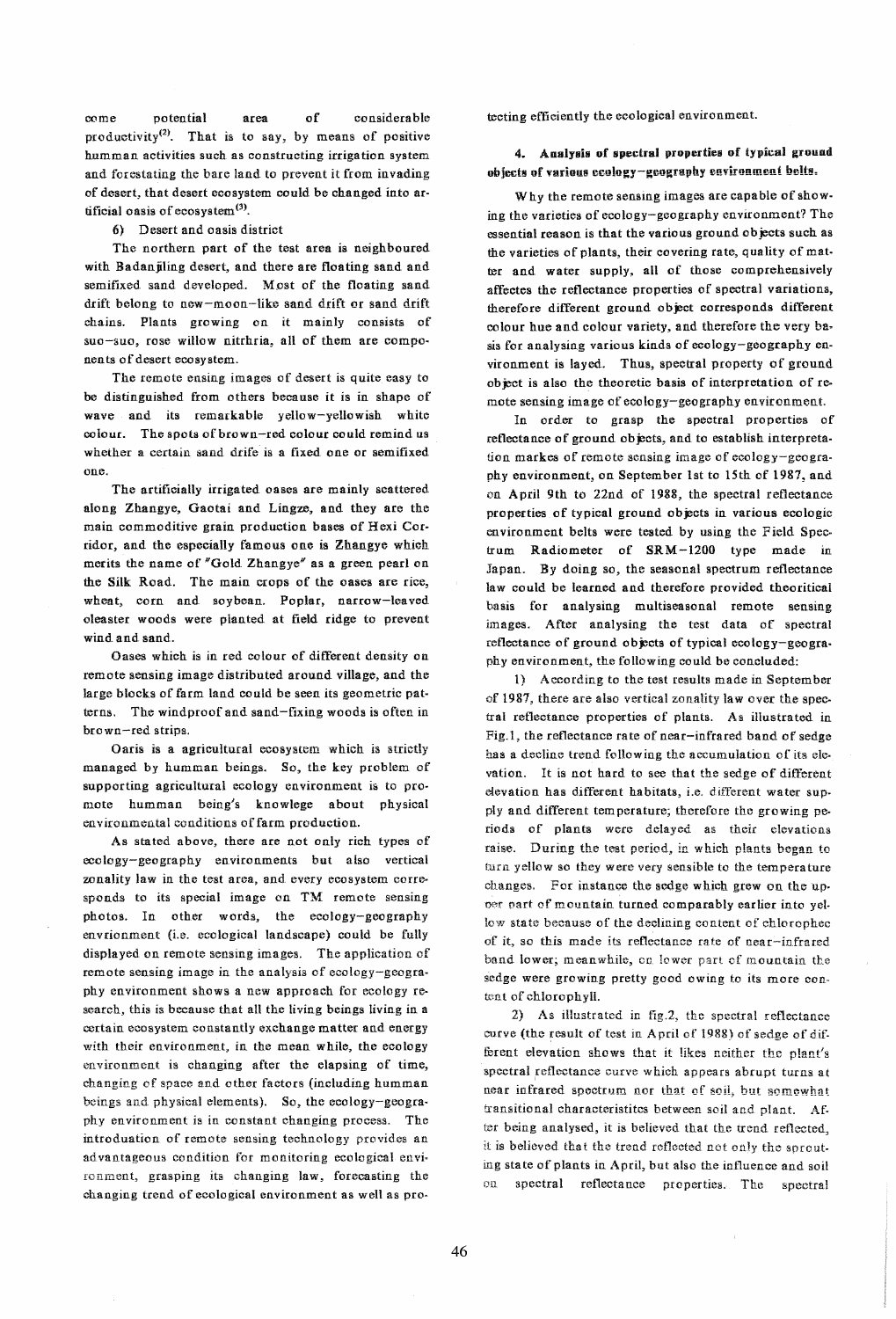come potential area of considerable productivity[2]. That is to say, by means of positive humman activities such as constructing irrigation system and forestating the bare land to prevent it from invading of desert, that desert ecosystem could be changed into artificial oasis of ecosystem[3].

6) Desert and oasis district

The northern part of the test area is neighboured with Badanjiling desert, and there are floating sand and semifixed sand developed. Most of the floating sand drift belong to new-moon-like sand drift or sand drift chains. Plants growing on it mainly consists of suo-suo, rose willow nitrhria, all of them are components of desert ecosystem.

The remote ensing images of desert is quite easy to be distinguished from others because it is in shape of wave and its remarkable yellow-yellowish white colour. The spots of brown-red colour could remind us whether a certain sand drife is a fixed one or semifixed one.

The artificially irrigated oases are mainly scattered along Zhangye, Gaotai and Lingze, and they are the main commoditive grain production bases of Hexi Corridor, and the especially famous one is Zhangye which merits the name of "Gold Zhangye" as a green pearl on the Silk Road. The main crops of the oases are rice, wheat, corn and soybean. Poplar, narrow-leaved oleaster woods were planted at field ridge to prevent wind and sand.

Oases which is in red colour of different density on remote sensing image distributed around village, and the large blocks of farm land could be seen its geometric patterns. The windproof and sand-fixing woods is often in brown-red strips.

Oaris is a agricultural ecosystem which is strictly managed by humman beings. So, the key problem of supporting agricultural ecology environment is to promote humman being's knowlege about physical environmental conditions of farm production.

As stated above, there are not only rich types of ecology-geography environments but also vertical zonality law in the test area, and every ecosystem corresponds to its special image on TM remote sensing photos. In other words, the ecology-geography envrionment (i.e. ecological landscape) could be fully displayed on remote sensing images. The application of remote sensing image in the analysis of ecology-geography environment shows a new approach for ecology research, this is because that all the living beings living in a certain ecosystem constantly exchange matter and energy with their environment, in the mean while, the ecology environment is changing after the elapsing of time, changing of space and other factors (including humman beings and physical elements). So, the ecology-geography environment is in constant changing process. The introduation of remote sensing technology provides an advantageous condition for monitoring ecological environment, grasping its changing law, forecasting the changing trend of ecological environment as well as protecting efficiently the ecological environment.

## 4. Analysis of spectral properties of typical ground objects of various ecology-geography environment belts.

Why the remote sensing images are capable of showing the varieties of ecology-geography environment? The essential reason is that the various ground objects such as the varieties of plants, their covering rate, quality of matter and water supply, all of those comprehensively affectes the reflectance properties of spectral variations, therefore different ground object corresponds different colour hue and colour variety, and therefore the very basis for analysing various kinds of ecology-geography environment is layed. Thus, spectral property of ground object is also the theoretic basis of interpretation of remote sensing image of ecology-geography environment.

In order to grasp the spectral properties of reflectance of ground objects, and to establish interpretation markes of remote sensing image of ecology-geography environment, on September 1st to 15th of 1987, and on April 9th to 22nd of 1988, the spectral reflectance properties of typical ground objects in various ecologic environment belts were tested by using the Field Spectrum Radiometer of SRM-1200 type made in Japan. By doing so, the seasonal spectrum reflectance law could be learned and therefore provided theoritical basis for analysing multiseasonal remote sensing images. After analysing the test data of spectral reflectance of ground objects of typical ecology-geography environment, the following could be concluded:

1) According to the test results made in September of 1987, there are also vertical zonality law over the spectral reflectance properties of plants. As illustrated in Fig.1, the reflectance rate of near-infrared band of sedge has a decline trend following the accumulation of its elevation. It is not hard to see that the sedge of different elevation has different habitats, i.e. different water supply and different temperature; therefore the growing periods of plants were delayed as their elevations raise. During the test period, in which plants began to turn yellow so they were very sensible to the temperature changes. For instance the sedge which grew on the upper part of mountain turned comparably earlier into yellow state because of the declining content of chlorophec of it, so this made its reflectance rate of near-infrared band lower; meanwhile, on lower part of mountain the sedge were growing pretty good owing to its more content of chlorophyll.

2) As illustrated in fig.2, the spectral reflectance curve (the result of test in April of 1988) of sedge of different elevation shows that it likes neither the plant's spectral reflectance curve which appears abrupt turns at near infrared spectrum nor that of soil, but somewhat transitional characteristitcs between soil and plant. After being analysed, it is believed that the trend reflected, it is believed that the trend reflected not only the sprouting state of plants in April, but also the influence and soil on spectral reflectance properties. The spectral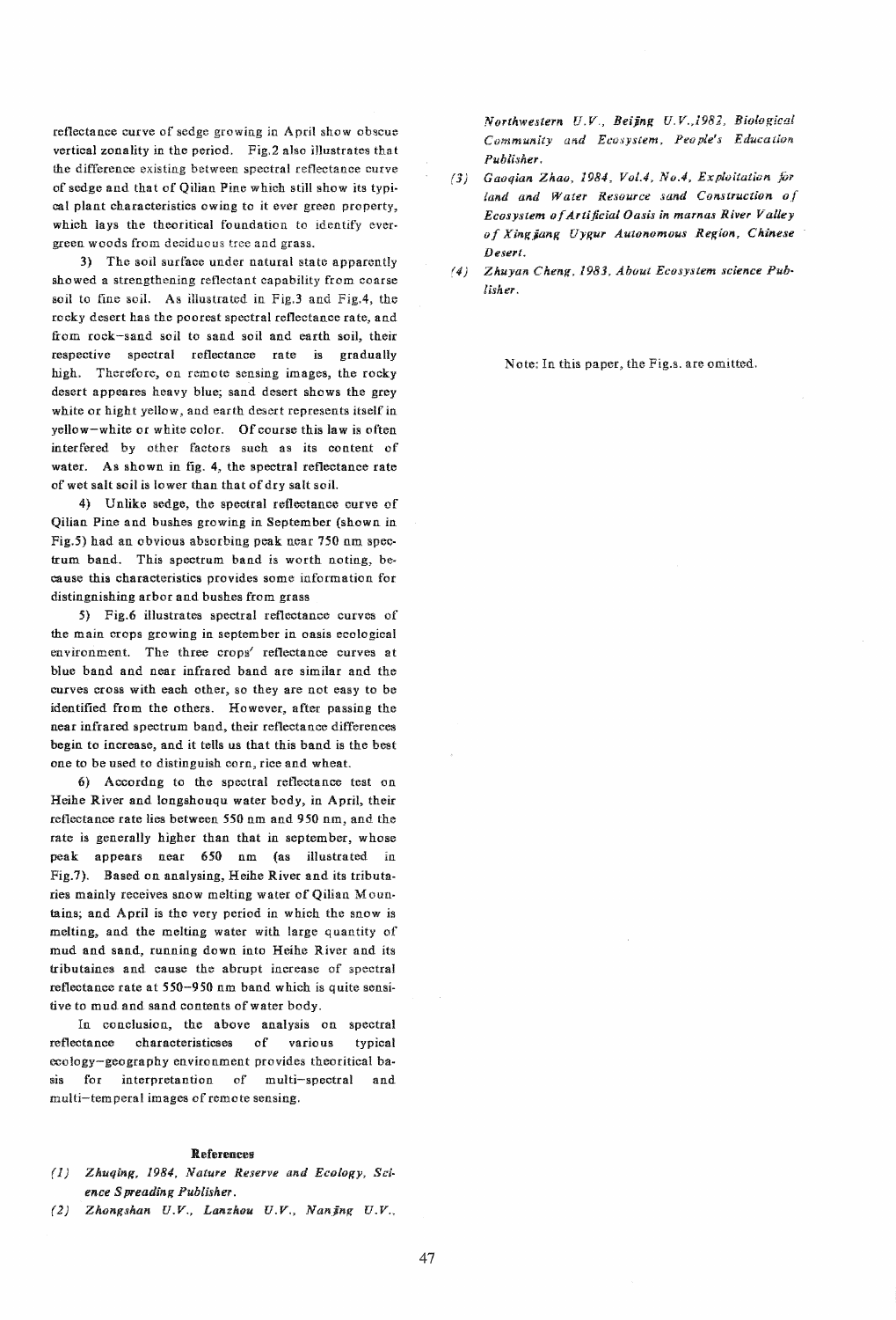reflectance curve of sedge growing in April show obscue vertical zonality in the period. Fig.2 also illustrates that the difference existing between spectral reflectance curve of sedge and that of Qilian Pine which still show its typical plant characteristics owing to it ever green property, which lays the theoritical foundation to identify evergreen woods from deciduous tree and grass.

3) The soil surface under natural state apparently showed a strengthening reflectant capability from coarse soil to fine soil. As illustrated in Fig.3 and Fig.4, the rocky desert has the poorest spectral reflectance rate, and from rock–sand soil to sand soil and earth soil, their respective spectral reflectance rate is gradually high. Therefore, on remote sensing images, the rocky desert appeares heavy blue; sand desert shows the grey white or hight yellow, and earth desert represents itself in yellow–white or white color. Of course this law is often interfered by other factors such as its content of water. As shown in fig. 4, the spectral reflectance rate of wet salt soil is lower than that of dry salt soil.

4) Unlike sedge, the spectral reflectance curve of Qilian Pine and bushes growing in September (shown in Fig.5) had an obvious absorbing peak near 750 nm spectrum band. This spectrum band is worth noting, because this characteristics provides some information for distingnishing arbor and bushes from grass

5) Fig.6 illustrates spectral reflectance curves of the main crops growing in september in oasis ecological environment. The three crops' reflectance curves at blue band and near infrared band are similar and the curves cross with each other, so they are not easy to be identified from the others. However, after passing the near infrared spectrum band, their reflectance differences begin to increase, and it tells us that this band is the best one to be used to distinguish corn, rice and wheat.

6) Accordng to the spectral reflectance test on Heihe River and longshouqu water body, in April, their reflectance rate lies between 550 nm and 950 nm, and the rate is generally higher than that in september, whose peak appears near 650 nm (as illustrated in Fig.7). Based on analysing, Heihe River and its tributaries mainly receives snow melting water of Qilian Mountains; and April is the very period in which the snow is melting, and the melting water with large quantity of mud and sand, running down into Heihe River and its tributaines and cause the abrupt increase of spectral reflectance rate at 550–950 nm band which is quite sensitive to mud and sand contents of water body.

In conclusion, the above analysis on spectral reflectance characteristicses of various typical ecology–geography environment provides theoritical basis for interpretantion of multi–spectral and multi–temperal images of remote sensing.

## References

(1) *Zhuqing, 1984, Nature Reserve and Ecology, Science Spreading Publisher.*

(2) *Zhongshan U.V., Lanzhou U.V., Nanjing U.V., Northwestern U.V., Beijing U.V.,1982, Biological Community and Ecosystem, People's Education Publisher.*

(3) *Gaoqian Zhao, 1984, Vol.4, No.4, Exploitation for land and Water Resource sand Construction of Ecosystem of Artificial Oasis in marnas River Valley of Xingjiang Uygur Autonomous Region, Chinese Desert.*

(4) *Zhuyan Cheng, 1983, About Ecosystem science Publisher.*

Note: In this paper, the Fig.s. are omitted.